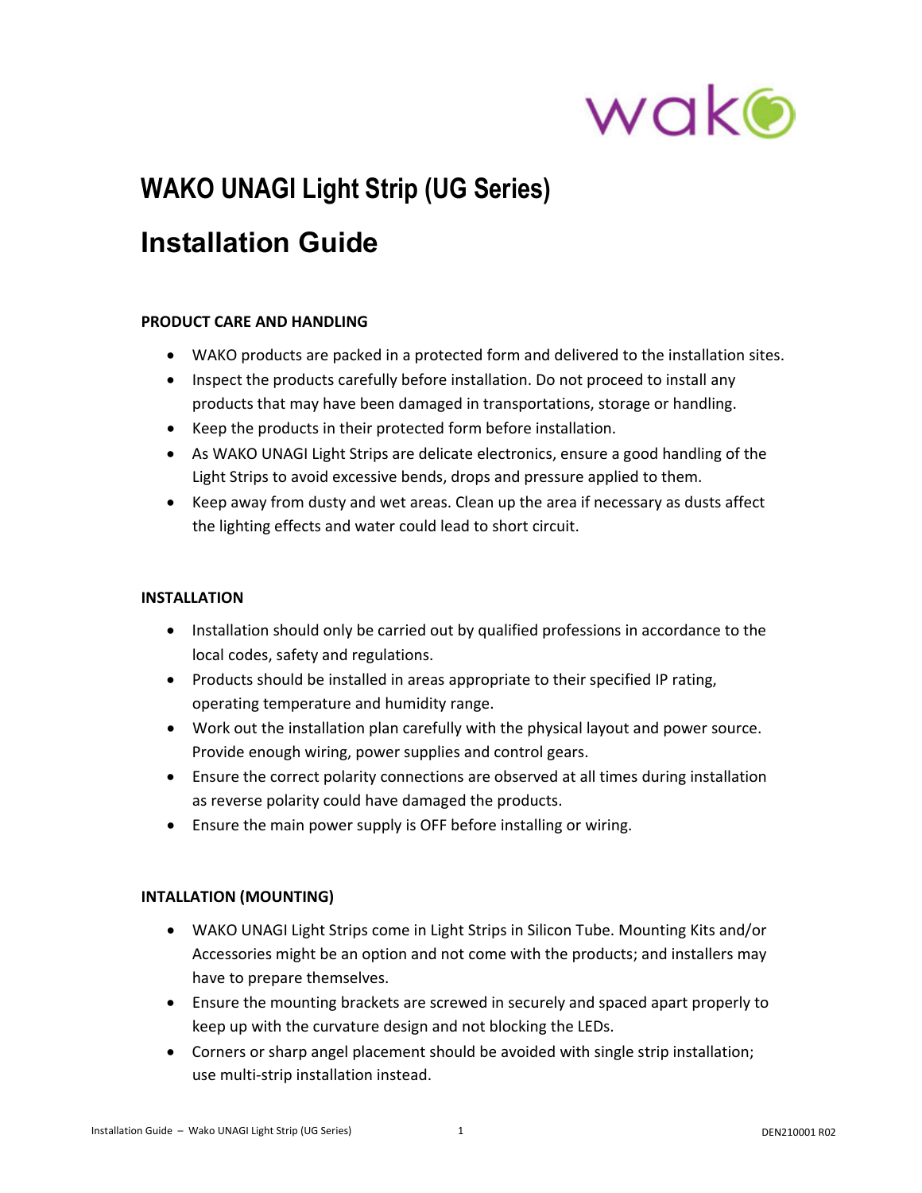# WAKO UNAGI Light Strip (UG Series)

# Installation Guide

**PRODUCT CARE AND HANDLING**

- WAKO products are packed in a protected form and delivered to the installation sites.
- Inspect the products carefully before installation. Do not proceed to install any products that may have been damaged in transportations, storage or handling.
- Keep the products in their protected form before installation.
- As WAKO UNAGI Light Strips are delicate electronics, ensure a good handling of the Light Strips to avoid excessive bends, drops and pressure applied to them.
- Keep away from dusty and wet areas. Clean up the area if necessary as dusts affect the lighting effects and water could lead to short circuit.

**INSTALLATION**

- Installation should only be carried out by qualified professions in accordance to the local codes, safety and regulations.
- Products should be installed in areas appropriate to their specified IP rating, operating temperature and humidity range.
- Work out the installation plan carefully with the physical layout and power source. Provide enough wiring, power supplies and control gears.
- Ensure the correct polarity connections are observed at all times during installation as reverse polarity could have damaged the products.
- Ensure the main power supply is OFF before installing or wiring.

**INTALLATION (MOUNTING)**

- WAKO UNAGI Light Strips come in Light Strips in Silicon Tube. Mounting Kits and/or Accessories might be an option and not come with the products; and installers may have to prepare themselves.
- Ensure the mounting brackets are screwed in securely and spaced apart properly to keep up with the curvature design and not blocking the LEDs.
- Corners or sharp angel placement should be avoided with single strip installation; use multi-strip installation instead.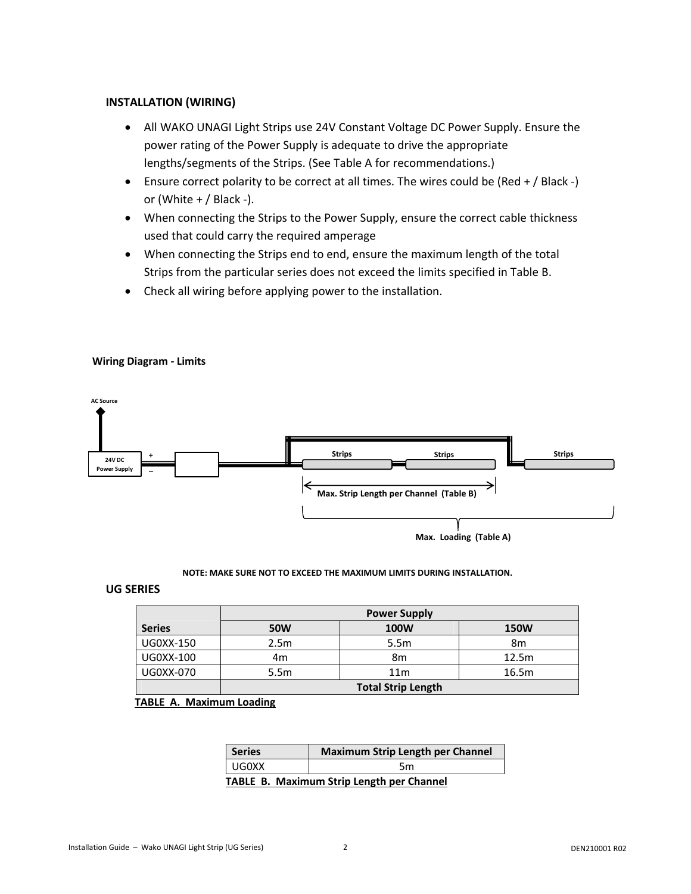## INSTALLATION (WIRING)

- All WAKO UNAGI Light Strips use 24V Constant Voltage DC Power Supply. Ensure the power rating of the Power Supply is adequate to drive the appropriate lengths/segments of the Strips. (See Table A for recommendations.)
- Ensure correct polarity to be correct at all times. The wires could be (Red + / Black -) or (White + / Black -).
- When connecting the Strips to the Power Supply, ensure the correct cable thickness used that could carry the required amperage
- When connecting the Strips end to end, ensure the maximum length of the total Strips from the particular series does not exceed the limits specified in Table B.
- Check all wiring before applying power to the installation.

**Wiring Diagram - Limits**

AC Source

24V DC Power Supply

+

–

Strips

Strips

Strips

Max. Strip Length per Channel (Table B)

Max. Loading (Table A)

**NOTE: MAKE SURE NOT TO EXCEED THE MAXIMUM LIMITS DURING INSTALLATION.**

### UG SERIES

| Series | Power Supply | | |
|---|---|---|---|
| | **50W** | **100W** | **150W** |
| UG0XX-150 | 2.5m | 5.5m | 8m |
| UG0XX-100 | 4m | 8m | 12.5m |
| UG0XX-070 | 5.5m | 11m | 16.5m |
| | **Total Strip Length** | | |

**TABLE A. Maximum Loading**

| Series | Maximum Strip Length per Channel |
|---|---|
| UG0XX | 5m |

**TABLE B. Maximum Strip Length per Channel**